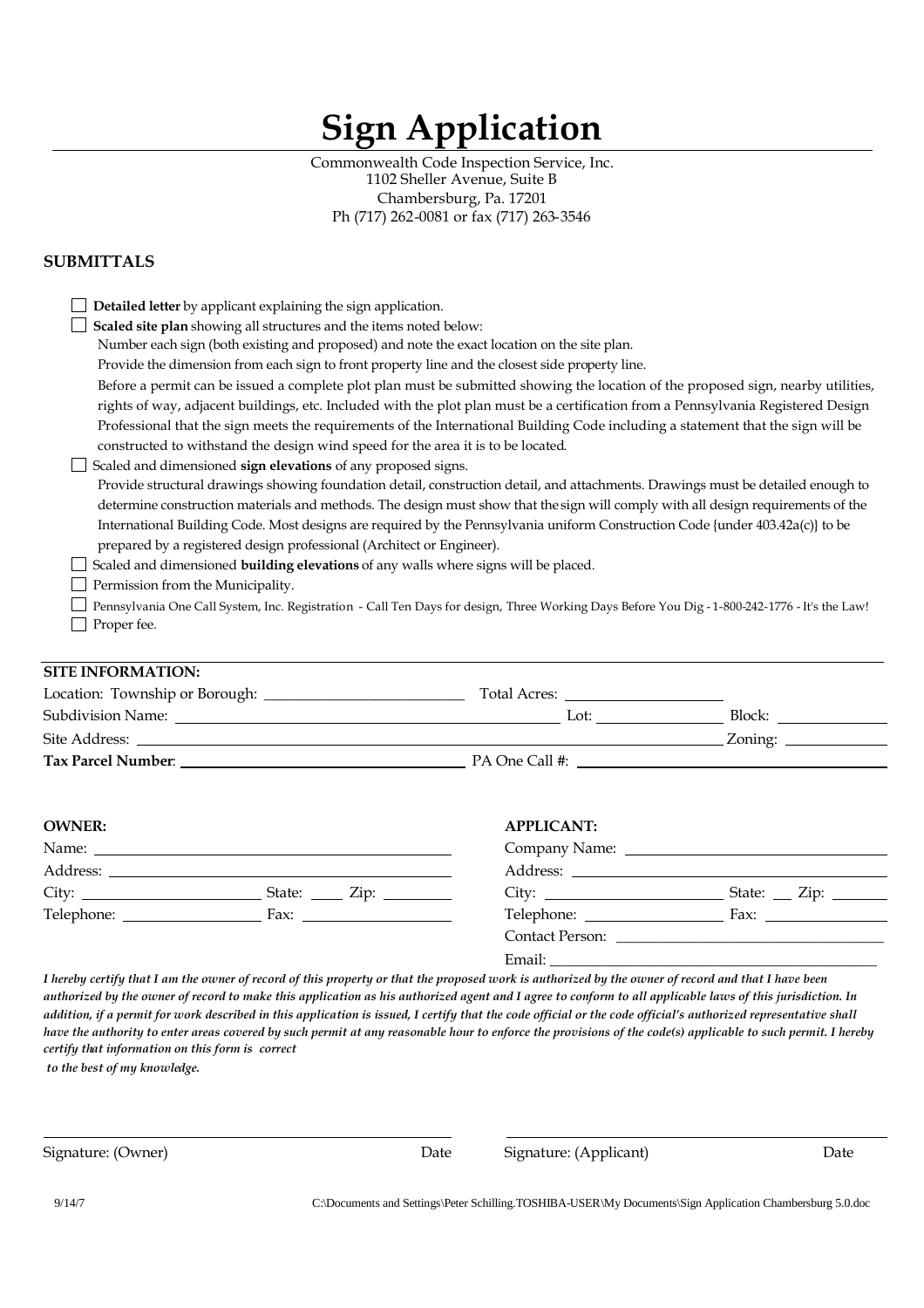# Sign Application

Commonwealth Code Inspection Service, Inc.
1102 Sheller Avenue, Suite B
Chambersburg, Pa. 17201
Ph (717) 262-0081 or fax (717) 263-3546

## SUBMITTALS

- ☐ **Detailed letter** by applicant explaining the sign application.
- ☐ **Scaled site plan** showing all structures and the items noted below:
  Number each sign (both existing and proposed) and note the exact location on the site plan.
  Provide the dimension from each sign to front property line and the closest side property line.
  Before a permit can be issued a complete plot plan must be submitted showing the location of the proposed sign, nearby utilities, rights of way, adjacent buildings, etc. Included with the plot plan must be a certification from a Pennsylvania Registered Design Professional that the sign meets the requirements of the International Building Code including a statement that the sign will be constructed to withstand the design wind speed for the area it is to be located.
- ☐ Scaled and dimensioned **sign elevations** of any proposed signs.
  Provide structural drawings showing foundation detail, construction detail, and attachments. Drawings must be detailed enough to determine construction materials and methods. The design must show that the sign will comply with all design requirements of the International Building Code. Most designs are required by the Pennsylvania uniform Construction Code {under 403.42a(c)} to be prepared by a registered design professional (Architect or Engineer).
- ☐ Scaled and dimensioned **building elevations** of any walls where signs will be placed.
- ☐ Permission from the Municipality.
- ☐ Pennsylvania One Call System, Inc. Registration - Call Ten Days for design, Three Working Days Before You Dig - 1-800-242-1776 - It's the Law!
- ☐ Proper fee.

## SITE INFORMATION:

Location: Township or Borough: ______________ Total Acres: ______________

Subdivision Name: ______________ Lot: ______________ Block: ______________

Site Address: ______________ Zoning: ______________

**Tax Parcel Number**: ______________ PA One Call #: ______________

**OWNER:**

Name: ______________

Address: ______________

City: ______________ State: ______ Zip: ______

Telephone: ______________ Fax: ______________

**APPLICANT:**

Company Name: ______________

Address: ______________

City: ______________ State: ______ Zip: ______

Telephone: ______________ Fax: ______________

Contact Person: ______________

Email: ______________

***I hereby certify that I am the owner of record of this property or that the proposed work is authorized by the owner of record and that I have been authorized by the owner of record to make this application as his authorized agent and I agree to conform to all applicable laws of this jurisdiction. In addition, if a permit for work described in this application is issued, I certify that the code official or the code official's authorized representative shall have the authority to enter areas covered by such permit at any reasonable hour to enforce the provisions of the code(s) applicable to such permit. I hereby certify that information on this form is correct to the best of my knowledge.***

______________________________ ______________________________

Signature: (Owner) Date Signature: (Applicant) Date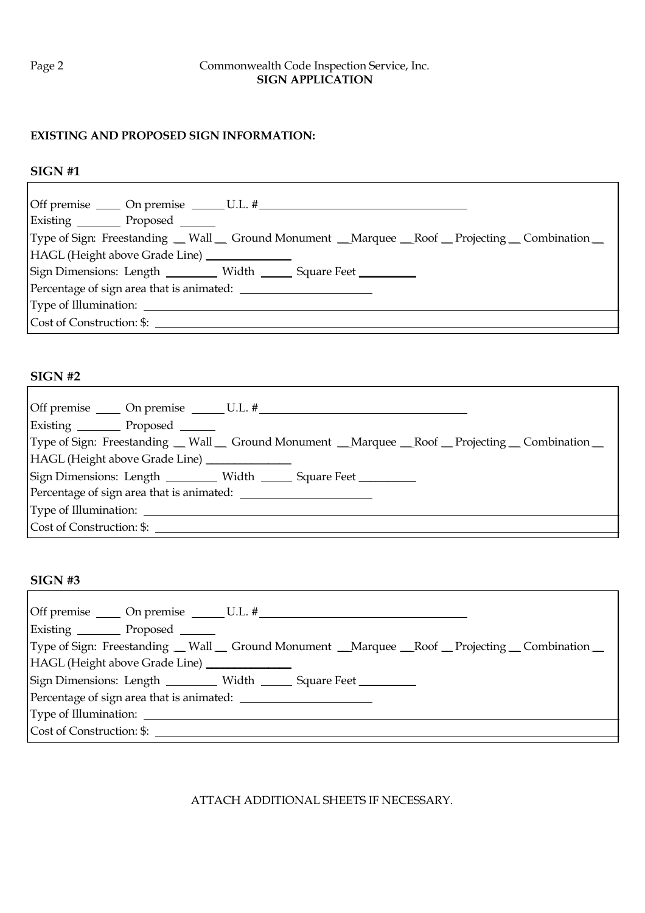Commonwealth Code Inspection Service, Inc.

**SIGN APPLICATION**

**EXISTING AND PROPOSED SIGN INFORMATION:**

**SIGN #1**

Off premise ____ On premise _____ U.L. #______________________________

Existing _______ Proposed ______

Type of Sign: Freestanding __ Wall __ Ground Monument __Marquee __Roof __ Projecting __ Combination __

HAGL (Height above Grade Line) ____________

Sign Dimensions: Length ________ Width _____ Square Feet _________

Percentage of sign area that is animated: ____________________

Type of Illumination: ______________________________________________

Cost of Construction: $: ______________________________________________

**SIGN #2**

Off premise ____ On premise _____ U.L. #______________________________

Existing _______ Proposed ______

Type of Sign: Freestanding __ Wall __ Ground Monument __Marquee __Roof __ Projecting __ Combination __

HAGL (Height above Grade Line) ____________

Sign Dimensions: Length ________ Width _____ Square Feet _________

Percentage of sign area that is animated: ____________________

Type of Illumination: ______________________________________________

Cost of Construction: $: ______________________________________________

**SIGN #3**

Off premise ____ On premise _____ U.L. #______________________________

Existing _______ Proposed ______

Type of Sign: Freestanding __ Wall __ Ground Monument __Marquee __Roof __ Projecting __ Combination __

HAGL (Height above Grade Line) ____________

Sign Dimensions: Length ________ Width _____ Square Feet _________

Percentage of sign area that is animated: ____________________

Type of Illumination: ______________________________________________

Cost of Construction: $: ______________________________________________

ATTACH ADDITIONAL SHEETS IF NECESSARY.